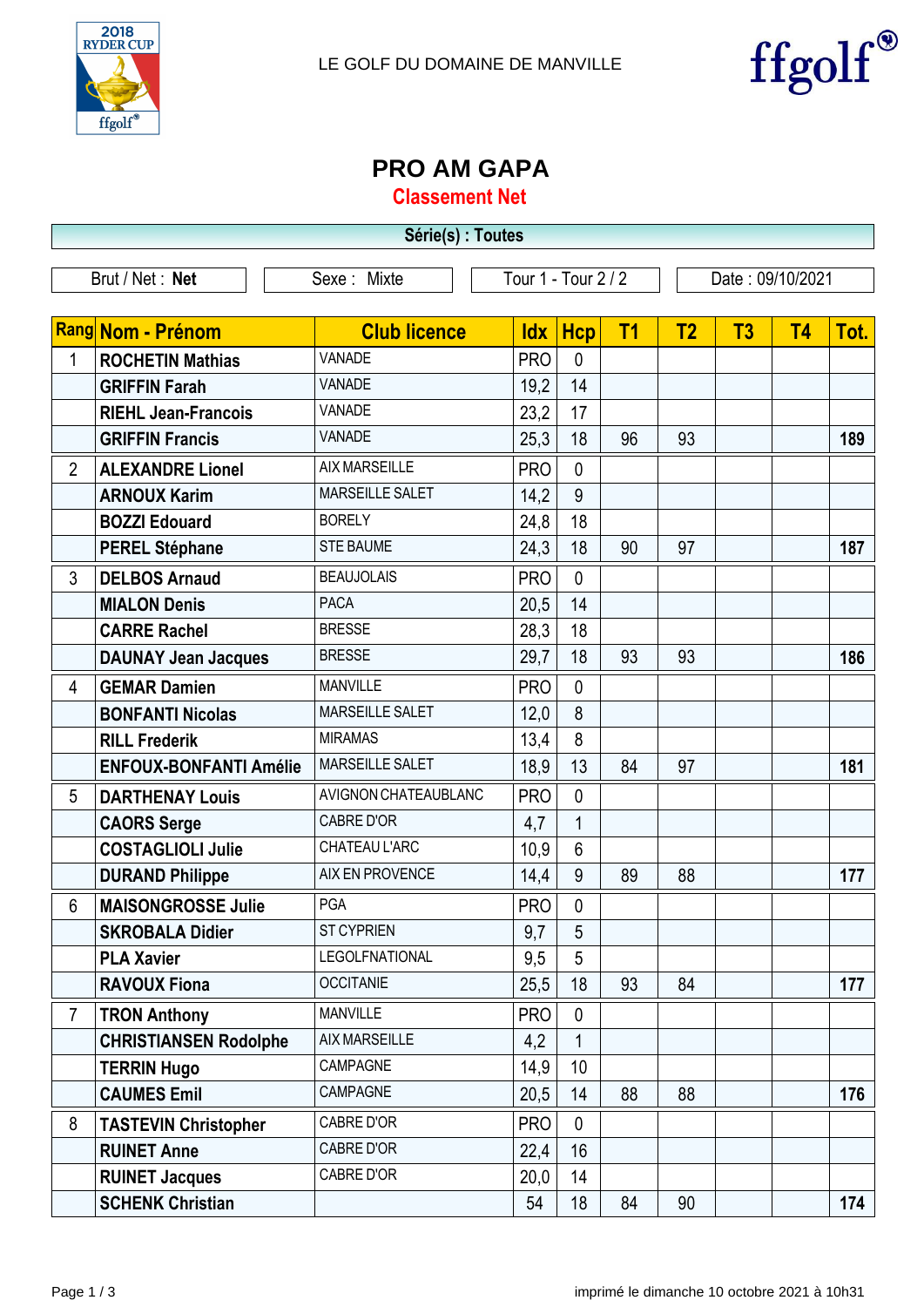LE GOLF DU DOMAINE DE MANVILLE

# PRO AM GAPA

## Classement Net

**Série(s) : Toutes**

| Brut / Net : **Net** | Sexe : Mixte | Tour 1 - Tour 2 / 2 | Date : 09/10/2021 |
|---|---|---|---|

| Rang | Nom - Prénom | Club licence | Idx | Hcp | T1 | T2 | T3 | T4 | Tot. |
|---|---|---|---|---|---|---|---|---|---|
| 1 | **ROCHETIN Mathias** | VANADE | PRO | 0 | | | | | |
| | **GRIFFIN Farah** | VANADE | 19,2 | 14 | | | | | |
| | **RIEHL Jean-Francois** | VANADE | 23,2 | 17 | | | | | |
| | **GRIFFIN Francis** | VANADE | 25,3 | 18 | 96 | 93 | | | **189** |
| 2 | **ALEXANDRE Lionel** | AIX MARSEILLE | PRO | 0 | | | | | |
| | **ARNOUX Karim** | MARSEILLE SALET | 14,2 | 9 | | | | | |
| | **BOZZI Edouard** | BORELY | 24,8 | 18 | | | | | |
| | **PEREL Stéphane** | STE BAUME | 24,3 | 18 | 90 | 97 | | | **187** |
| 3 | **DELBOS Arnaud** | BEAUJOLAIS | PRO | 0 | | | | | |
| | **MIALON Denis** | PACA | 20,5 | 14 | | | | | |
| | **CARRE Rachel** | BRESSE | 28,3 | 18 | | | | | |
| | **DAUNAY Jean Jacques** | BRESSE | 29,7 | 18 | 93 | 93 | | | **186** |
| 4 | **GEMAR Damien** | MANVILLE | PRO | 0 | | | | | |
| | **BONFANTI Nicolas** | MARSEILLE SALET | 12,0 | 8 | | | | | |
| | **RILL Frederik** | MIRAMAS | 13,4 | 8 | | | | | |
| | **ENFOUX-BONFANTI Amélie** | MARSEILLE SALET | 18,9 | 13 | 84 | 97 | | | **181** |
| 5 | **DARTHENAY Louis** | AVIGNON CHATEAUBLANC | PRO | 0 | | | | | |
| | **CAORS Serge** | CABRE D'OR | 4,7 | 1 | | | | | |
| | **COSTAGLIOLI Julie** | CHATEAU L'ARC | 10,9 | 6 | | | | | |
| | **DURAND Philippe** | AIX EN PROVENCE | 14,4 | 9 | 89 | 88 | | | **177** |
| 6 | **MAISONGROSSE Julie** | PGA | PRO | 0 | | | | | |
| | **SKROBALA Didier** | ST CYPRIEN | 9,7 | 5 | | | | | |
| | **PLA Xavier** | LEGOLFNATIONAL | 9,5 | 5 | | | | | |
| | **RAVOUX Fiona** | OCCITANIE | 25,5 | 18 | 93 | 84 | | | **177** |
| 7 | **TRON Anthony** | MANVILLE | PRO | 0 | | | | | |
| | **CHRISTIANSEN Rodolphe** | AIX MARSEILLE | 4,2 | 1 | | | | | |
| | **TERRIN Hugo** | CAMPAGNE | 14,9 | 10 | | | | | |
| | **CAUMES Emil** | CAMPAGNE | 20,5 | 14 | 88 | 88 | | | **176** |
| 8 | **TASTEVIN Christopher** | CABRE D'OR | PRO | 0 | | | | | |
| | **RUINET Anne** | CABRE D'OR | 22,4 | 16 | | | | | |
| | **RUINET Jacques** | CABRE D'OR | 20,0 | 14 | | | | | |
| | **SCHENK Christian** | | 54 | 18 | 84 | 90 | | | **174** |

imprimé le dimanche 10 octobre 2021 à 10h31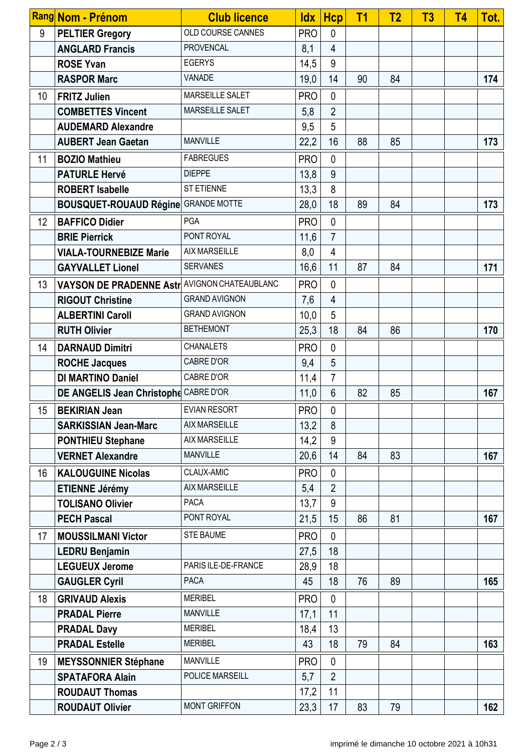| Rang | Nom - Prénom | Club licence | Idx | Hcp | T1 | T2 | T3 | T4 | Tot. |
|---|---|---|---|---|---|---|---|---|---|
| 9 | **PELTIER Gregory** | OLD COURSE CANNES | PRO | 0 | | | | | |
| | **ANGLARD Francis** | PROVENCAL | 8,1 | 4 | | | | | |
| | **ROSE Yvan** | EGERYS | 14,5 | 9 | | | | | |
| | **RASPOR Marc** | VANADE | 19,0 | 14 | 90 | 84 | | | **174** |
| 10 | **FRITZ Julien** | MARSEILLE SALET | PRO | 0 | | | | | |
| | **COMBETTES Vincent** | MARSEILLE SALET | 5,8 | 2 | | | | | |
| | **AUDEMARD Alexandre** | | 9,5 | 5 | | | | | |
| | **AUBERT Jean Gaetan** | MANVILLE | 22,2 | 16 | 88 | 85 | | | **173** |
| 11 | **BOZIO Mathieu** | FABREGUES | PRO | 0 | | | | | |
| | **PATURLE Hervé** | DIEPPE | 13,8 | 9 | | | | | |
| | **ROBERT Isabelle** | ST ETIENNE | 13,3 | 8 | | | | | |
| | **BOUSQUET-ROUAUD Régine** | GRANDE MOTTE | 28,0 | 18 | 89 | 84 | | | **173** |
| 12 | **BAFFICO Didier** | PGA | PRO | 0 | | | | | |
| | **BRIE Pierrick** | PONT ROYAL | 11,6 | 7 | | | | | |
| | **VIALA-TOURNEBIZE Marie** | AIX MARSEILLE | 8,0 | 4 | | | | | |
| | **GAYVALLET Lionel** | SERVANES | 16,6 | 11 | 87 | 84 | | | **171** |
| 13 | **VAYSON DE PRADENNE Astr** | AVIGNON CHATEAUBLANC | PRO | 0 | | | | | |
| | **RIGOUT Christine** | GRAND AVIGNON | 7,6 | 4 | | | | | |
| | **ALBERTINI Caroll** | GRAND AVIGNON | 10,0 | 5 | | | | | |
| | **RUTH Olivier** | BETHEMONT | 25,3 | 18 | 84 | 86 | | | **170** |
| 14 | **DARNAUD Dimitri** | CHANALETS | PRO | 0 | | | | | |
| | **ROCHE Jacques** | CABRE D'OR | 9,4 | 5 | | | | | |
| | **DI MARTINO Daniel** | CABRE D'OR | 11,4 | 7 | | | | | |
| | **DE ANGELIS Jean Christophe** | CABRE D'OR | 11,0 | 6 | 82 | 85 | | | **167** |
| 15 | **BEKIRIAN Jean** | EVIAN RESORT | PRO | 0 | | | | | |
| | **SARKISSIAN Jean-Marc** | AIX MARSEILLE | 13,2 | 8 | | | | | |
| | **PONTHIEU Stephane** | AIX MARSEILLE | 14,2 | 9 | | | | | |
| | **VERNET Alexandre** | MANVILLE | 20,6 | 14 | 84 | 83 | | | **167** |
| 16 | **KALOUGUINE Nicolas** | CLAUX-AMIC | PRO | 0 | | | | | |
| | **ETIENNE Jérémy** | AIX MARSEILLE | 5,4 | 2 | | | | | |
| | **TOLISANO Olivier** | PACA | 13,7 | 9 | | | | | |
| | **PECH Pascal** | PONT ROYAL | 21,5 | 15 | 86 | 81 | | | **167** |
| 17 | **MOUSSILMANI Victor** | STE BAUME | PRO | 0 | | | | | |
| | **LEDRU Benjamin** | | 27,5 | 18 | | | | | |
| | **LEGUEUX Jerome** | PARIS ILE-DE-FRANCE | 28,9 | 18 | | | | | |
| | **GAUGLER Cyril** | PACA | 45 | 18 | 76 | 89 | | | **165** |
| 18 | **GRIVAUD Alexis** | MERIBEL | PRO | 0 | | | | | |
| | **PRADAL Pierre** | MANVILLE | 17,1 | 11 | | | | | |
| | **PRADAL Davy** | MERIBEL | 18,4 | 13 | | | | | |
| | **PRADAL Estelle** | MERIBEL | 43 | 18 | 79 | 84 | | | **163** |
| 19 | **MEYSSONNIER Stéphane** | MANVILLE | PRO | 0 | | | | | |
| | **SPATAFORA Alain** | POLICE MARSEILL | 5,7 | 2 | | | | | |
| | **ROUDAUT Thomas** | | 17,2 | 11 | | | | | |
| | **ROUDAUT Olivier** | MONT GRIFFON | 23,3 | 17 | 83 | 79 | | | **162** |

imprimé le dimanche 10 octobre 2021 à 10h31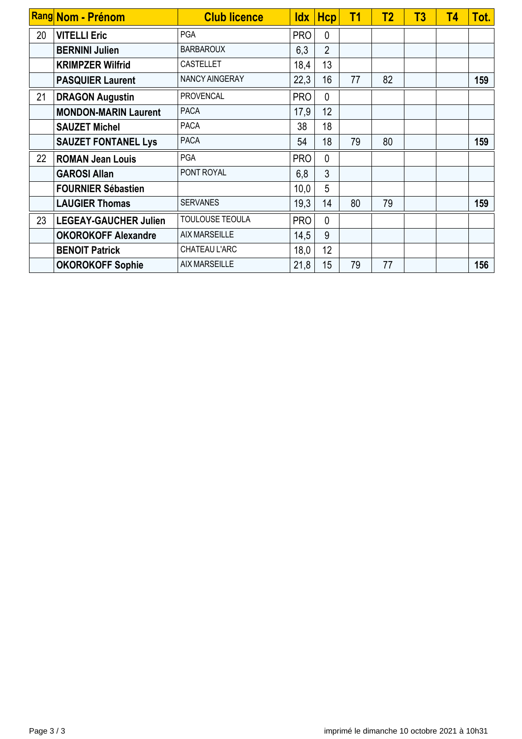| Rang | Nom - Prénom | Club licence | Idx | Hcp | T1 | T2 | T3 | T4 | Tot. |
|---|---|---|---|---|---|---|---|---|---|
| 20 | **VITELLI Eric** | PGA | PRO | 0 | | | | | |
| | **BERNINI Julien** | BARBAROUX | 6,3 | 2 | | | | | |
| | **KRIMPZER Wilfrid** | CASTELLET | 18,4 | 13 | | | | | |
| | **PASQUIER Laurent** | NANCY AINGERAY | 22,3 | 16 | 77 | 82 | | | **159** |
| 21 | **DRAGON Augustin** | PROVENCAL | PRO | 0 | | | | | |
| | **MONDON-MARIN Laurent** | PACA | 17,9 | 12 | | | | | |
| | **SAUZET Michel** | PACA | 38 | 18 | | | | | |
| | **SAUZET FONTANEL Lys** | PACA | 54 | 18 | 79 | 80 | | | **159** |
| 22 | **ROMAN Jean Louis** | PGA | PRO | 0 | | | | | |
| | **GAROSI Allan** | PONT ROYAL | 6,8 | 3 | | | | | |
| | **FOURNIER Sébastien** | | 10,0 | 5 | | | | | |
| | **LAUGIER Thomas** | SERVANES | 19,3 | 14 | 80 | 79 | | | **159** |
| 23 | **LEGEAY-GAUCHER Julien** | TOULOUSE TEOULA | PRO | 0 | | | | | |
| | **OKOROKOFF Alexandre** | AIX MARSEILLE | 14,5 | 9 | | | | | |
| | **BENOIT Patrick** | CHATEAU L'ARC | 18,0 | 12 | | | | | |
| | **OKOROKOFF Sophie** | AIX MARSEILLE | 21,8 | 15 | 79 | 77 | | | **156** |

imprimé le dimanche 10 octobre 2021 à 10h31